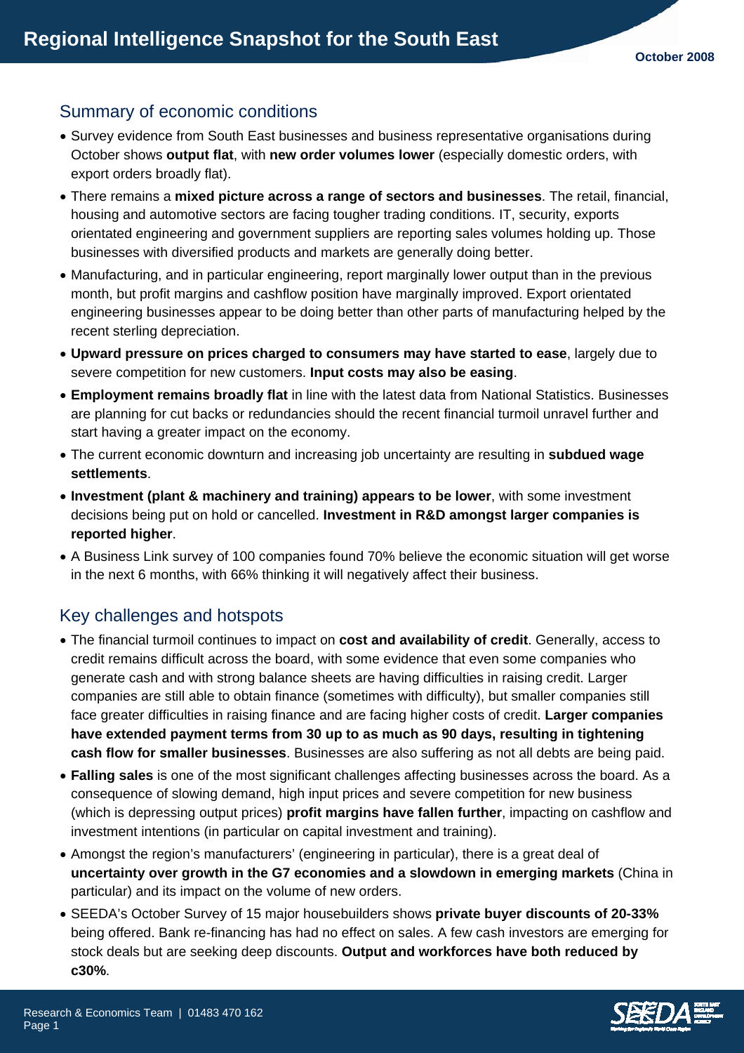# Regional Intelligence Snapshot for the South East

October 2008

## Summary of economic conditions

- Survey evidence from South East businesses and business representative organisations during October shows **output flat**, with **new order volumes lower** (especially domestic orders, with export orders broadly flat).
- There remains a **mixed picture across a range of sectors and businesses**. The retail, financial, housing and automotive sectors are facing tougher trading conditions. IT, security, exports orientated engineering and government suppliers are reporting sales volumes holding up. Those businesses with diversified products and markets are generally doing better.
- Manufacturing, and in particular engineering, report marginally lower output than in the previous month, but profit margins and cashflow position have marginally improved. Export orientated engineering businesses appear to be doing better than other parts of manufacturing helped by the recent sterling depreciation.
- **Upward pressure on prices charged to consumers may have started to ease**, largely due to severe competition for new customers. **Input costs may also be easing**.
- **Employment remains broadly flat** in line with the latest data from National Statistics. Businesses are planning for cut backs or redundancies should the recent financial turmoil unravel further and start having a greater impact on the economy.
- The current economic downturn and increasing job uncertainty are resulting in **subdued wage settlements**.
- **Investment (plant & machinery and training) appears to be lower**, with some investment decisions being put on hold or cancelled. **Investment in R&D amongst larger companies is reported higher**.
- A Business Link survey of 100 companies found 70% believe the economic situation will get worse in the next 6 months, with 66% thinking it will negatively affect their business.

## Key challenges and hotspots

- The financial turmoil continues to impact on **cost and availability of credit**. Generally, access to credit remains difficult across the board, with some evidence that even some companies who generate cash and with strong balance sheets are having difficulties in raising credit. Larger companies are still able to obtain finance (sometimes with difficulty), but smaller companies still face greater difficulties in raising finance and are facing higher costs of credit. **Larger companies have extended payment terms from 30 up to as much as 90 days, resulting in tightening cash flow for smaller businesses**. Businesses are also suffering as not all debts are being paid.
- **Falling sales** is one of the most significant challenges affecting businesses across the board. As a consequence of slowing demand, high input prices and severe competition for new business (which is depressing output prices) **profit margins have fallen further**, impacting on cashflow and investment intentions (in particular on capital investment and training).
- Amongst the region's manufacturers' (engineering in particular), there is a great deal of **uncertainty over growth in the G7 economies and a slowdown in emerging markets** (China in particular) and its impact on the volume of new orders.
- SEEDA's October Survey of 15 major housebuilders shows **private buyer discounts of 20-33%** being offered. Bank re-financing has had no effect on sales. A few cash investors are emerging for stock deals but are seeking deep discounts. **Output and workforces have both reduced by c30%**.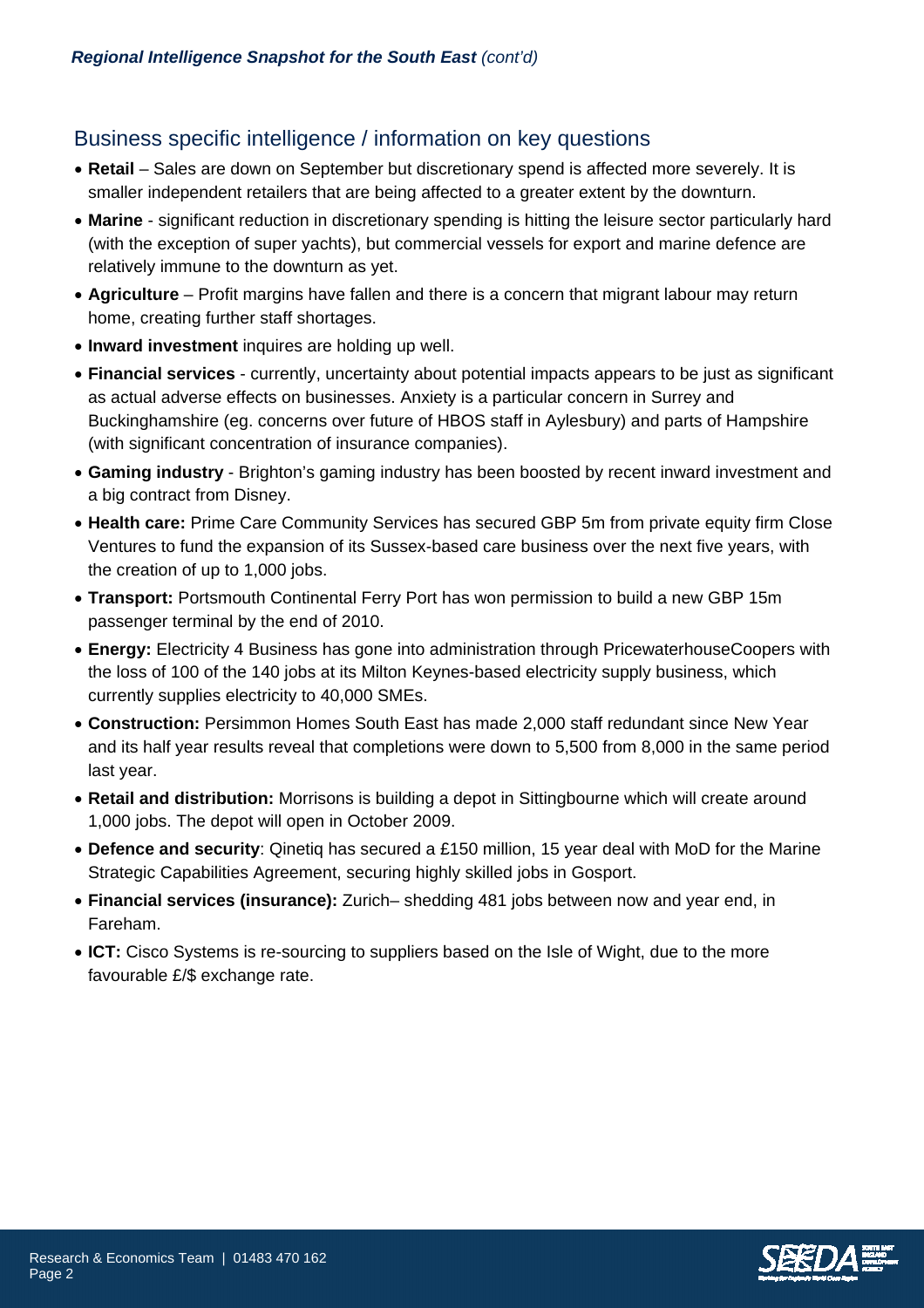## Business specific intelligence / information on key questions

- **Retail** – Sales are down on September but discretionary spend is affected more severely. It is smaller independent retailers that are being affected to a greater extent by the downturn.
- **Marine** - significant reduction in discretionary spending is hitting the leisure sector particularly hard (with the exception of super yachts), but commercial vessels for export and marine defence are relatively immune to the downturn as yet.
- **Agriculture** – Profit margins have fallen and there is a concern that migrant labour may return home, creating further staff shortages.
- **Inward investment** inquires are holding up well.
- **Financial services** - currently, uncertainty about potential impacts appears to be just as significant as actual adverse effects on businesses. Anxiety is a particular concern in Surrey and Buckinghamshire (eg. concerns over future of HBOS staff in Aylesbury) and parts of Hampshire (with significant concentration of insurance companies).
- **Gaming industry** - Brighton's gaming industry has been boosted by recent inward investment and a big contract from Disney.
- **Health care:** Prime Care Community Services has secured GBP 5m from private equity firm Close Ventures to fund the expansion of its Sussex-based care business over the next five years, with the creation of up to 1,000 jobs.
- **Transport:** Portsmouth Continental Ferry Port has won permission to build a new GBP 15m passenger terminal by the end of 2010.
- **Energy:** Electricity 4 Business has gone into administration through PricewaterhouseCoopers with the loss of 100 of the 140 jobs at its Milton Keynes-based electricity supply business, which currently supplies electricity to 40,000 SMEs.
- **Construction:** Persimmon Homes South East has made 2,000 staff redundant since New Year and its half year results reveal that completions were down to 5,500 from 8,000 in the same period last year.
- **Retail and distribution:** Morrisons is building a depot in Sittingbourne which will create around 1,000 jobs. The depot will open in October 2009.
- **Defence and security**: Qinetiq has secured a £150 million, 15 year deal with MoD for the Marine Strategic Capabilities Agreement, securing highly skilled jobs in Gosport.
- **Financial services (insurance):** Zurich– shedding 481 jobs between now and year end, in Fareham.
- **ICT:** Cisco Systems is re-sourcing to suppliers based on the Isle of Wight, due to the more favourable £/$ exchange rate.